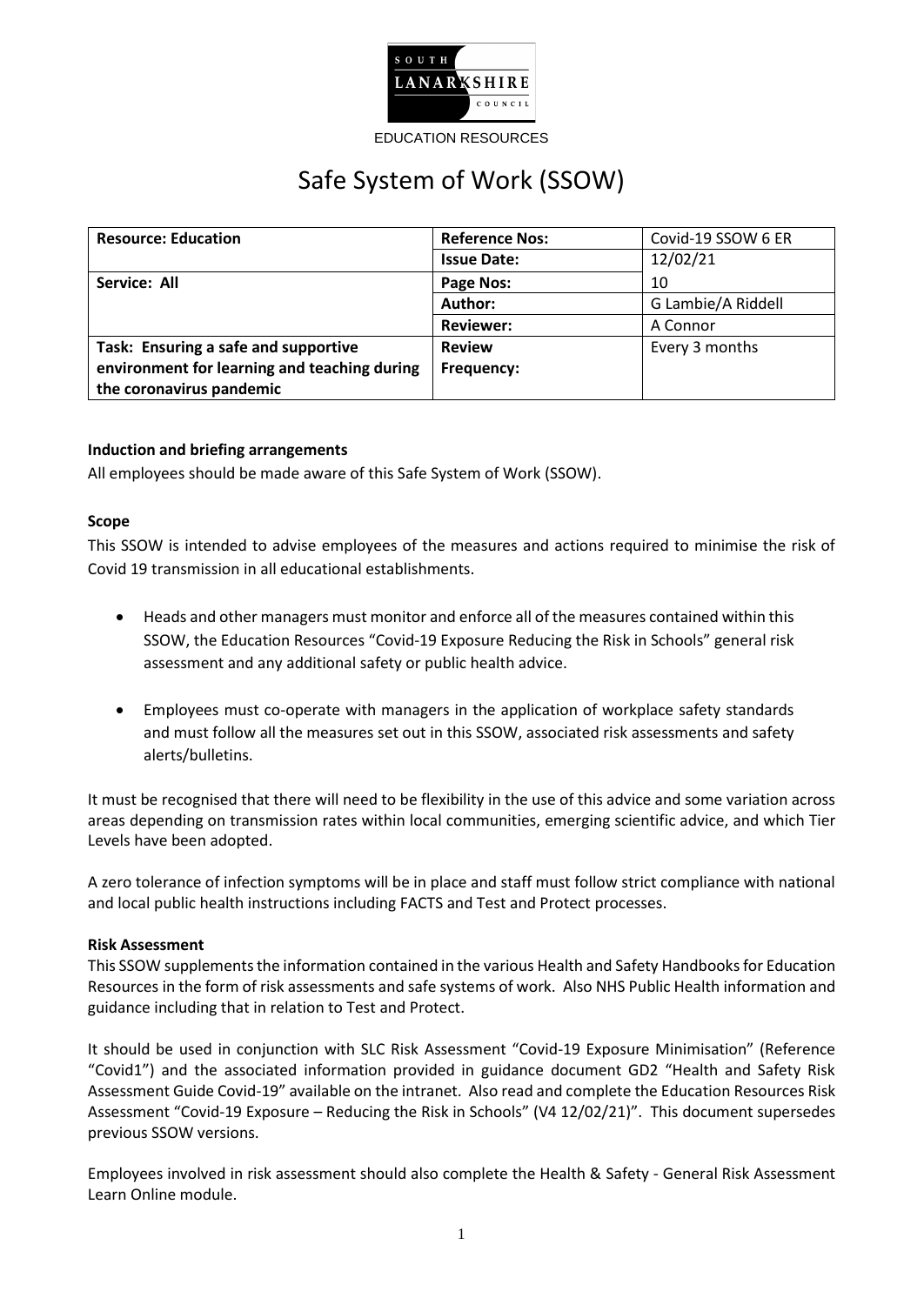SOUTH LANARKSHIRE COUNCIL

EDUCATION RESOURCES

# Safe System of Work (SSOW)

| **Resource: Education** | **Reference Nos:** | Covid-19 SSOW 6 ER |
|---|---|---|
| | **Issue Date:** | 12/02/21 |
| **Service: All** | **Page Nos:** | 10 |
| | **Author:** | G Lambie/A Riddell |
| | **Reviewer:** | A Connor |
| **Task: Ensuring a safe and supportive environment for learning and teaching during the coronavirus pandemic** | **Review Frequency:** | Every 3 months |

**Induction and briefing arrangements**

All employees should be made aware of this Safe System of Work (SSOW).

**Scope**

This SSOW is intended to advise employees of the measures and actions required to minimise the risk of Covid 19 transmission in all educational establishments.

- Heads and other managers must monitor and enforce all of the measures contained within this SSOW, the Education Resources "Covid-19 Exposure Reducing the Risk in Schools" general risk assessment and any additional safety or public health advice.
- Employees must co-operate with managers in the application of workplace safety standards and must follow all the measures set out in this SSOW, associated risk assessments and safety alerts/bulletins.

It must be recognised that there will need to be flexibility in the use of this advice and some variation across areas depending on transmission rates within local communities, emerging scientific advice, and which Tier Levels have been adopted.

A zero tolerance of infection symptoms will be in place and staff must follow strict compliance with national and local public health instructions including FACTS and Test and Protect processes.

**Risk Assessment**

This SSOW supplements the information contained in the various Health and Safety Handbooks for Education Resources in the form of risk assessments and safe systems of work. Also NHS Public Health information and guidance including that in relation to Test and Protect.

It should be used in conjunction with SLC Risk Assessment "Covid-19 Exposure Minimisation" (Reference "Covid1") and the associated information provided in guidance document GD2 "Health and Safety Risk Assessment Guide Covid-19" available on the intranet. Also read and complete the Education Resources Risk Assessment "Covid-19 Exposure – Reducing the Risk in Schools" (V4 12/02/21)". This document supersedes previous SSOW versions.

Employees involved in risk assessment should also complete the Health & Safety - General Risk Assessment Learn Online module.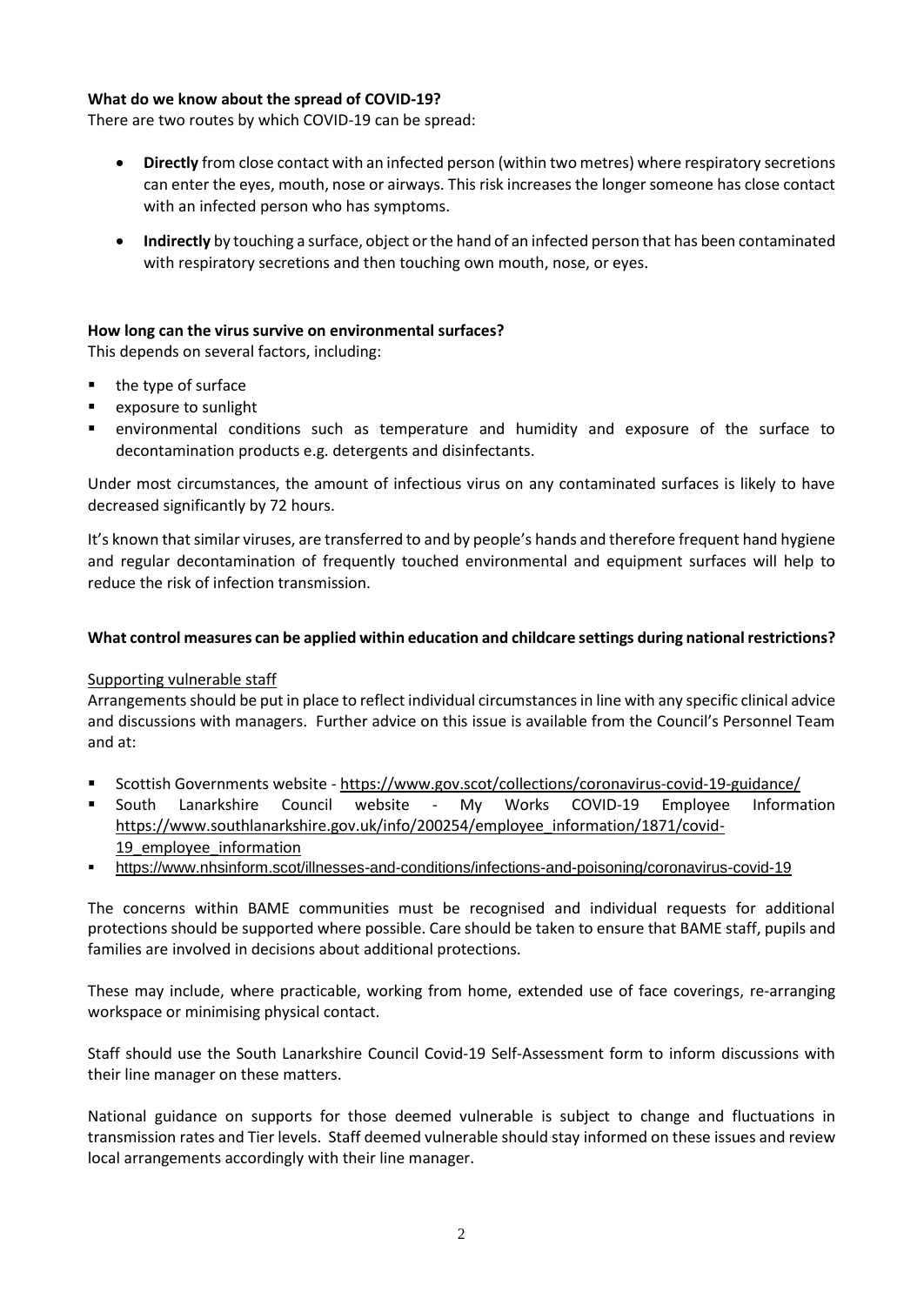**What do we know about the spread of COVID-19?**

There are two routes by which COVID-19 can be spread:

- **Directly** from close contact with an infected person (within two metres) where respiratory secretions can enter the eyes, mouth, nose or airways. This risk increases the longer someone has close contact with an infected person who has symptoms.
- **Indirectly** by touching a surface, object or the hand of an infected person that has been contaminated with respiratory secretions and then touching own mouth, nose, or eyes.

**How long can the virus survive on environmental surfaces?**

This depends on several factors, including:

- the type of surface
- exposure to sunlight
- environmental conditions such as temperature and humidity and exposure of the surface to decontamination products e.g. detergents and disinfectants.

Under most circumstances, the amount of infectious virus on any contaminated surfaces is likely to have decreased significantly by 72 hours.

It's known that similar viruses, are transferred to and by people's hands and therefore frequent hand hygiene and regular decontamination of frequently touched environmental and equipment surfaces will help to reduce the risk of infection transmission.

**What control measures can be applied within education and childcare settings during national restrictions?**

Supporting vulnerable staff

Arrangements should be put in place to reflect individual circumstances in line with any specific clinical advice and discussions with managers. Further advice on this issue is available from the Council's Personnel Team and at:

- Scottish Governments website - https://www.gov.scot/collections/coronavirus-covid-19-guidance/
- South Lanarkshire Council website - My Works COVID-19 Employee Information https://www.southlanarkshire.gov.uk/info/200254/employee_information/1871/covid-19_employee_information
- https://www.nhsinform.scot/illnesses-and-conditions/infections-and-poisoning/coronavirus-covid-19

The concerns within BAME communities must be recognised and individual requests for additional protections should be supported where possible. Care should be taken to ensure that BAME staff, pupils and families are involved in decisions about additional protections.

These may include, where practicable, working from home, extended use of face coverings, re-arranging workspace or minimising physical contact.

Staff should use the South Lanarkshire Council Covid-19 Self-Assessment form to inform discussions with their line manager on these matters.

National guidance on supports for those deemed vulnerable is subject to change and fluctuations in transmission rates and Tier levels. Staff deemed vulnerable should stay informed on these issues and review local arrangements accordingly with their line manager.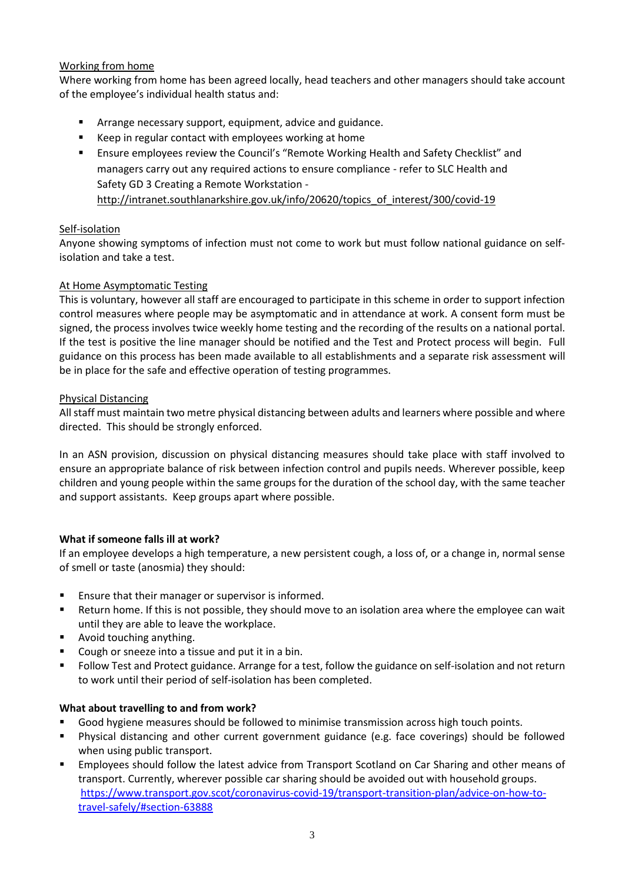<u>Working from home</u>

Where working from home has been agreed locally, head teachers and other managers should take account of the employee's individual health status and:

- Arrange necessary support, equipment, advice and guidance.
- Keep in regular contact with employees working at home
- Ensure employees review the Council's "Remote Working Health and Safety Checklist" and managers carry out any required actions to ensure compliance - refer to SLC Health and Safety GD 3 Creating a Remote Workstation - [http://intranet.southlanarkshire.gov.uk/info/20620/topics_of_interest/300/covid-19](http://intranet.southlanarkshire.gov.uk/info/20620/topics_of_interest/300/covid-19)

<u>Self-isolation</u>

Anyone showing symptoms of infection must not come to work but must follow national guidance on self-isolation and take a test.

<u>At Home Asymptomatic Testing</u>

This is voluntary, however all staff are encouraged to participate in this scheme in order to support infection control measures where people may be asymptomatic and in attendance at work. A consent form must be signed, the process involves twice weekly home testing and the recording of the results on a national portal. If the test is positive the line manager should be notified and the Test and Protect process will begin. Full guidance on this process has been made available to all establishments and a separate risk assessment will be in place for the safe and effective operation of testing programmes.

<u>Physical Distancing</u>

All staff must maintain two metre physical distancing between adults and learners where possible and where directed. This should be strongly enforced.

In an ASN provision, discussion on physical distancing measures should take place with staff involved to ensure an appropriate balance of risk between infection control and pupils needs. Wherever possible, keep children and young people within the same groups for the duration of the school day, with the same teacher and support assistants. Keep groups apart where possible.

**What if someone falls ill at work?**

If an employee develops a high temperature, a new persistent cough, a loss of, or a change in, normal sense of smell or taste (anosmia) they should:

- Ensure that their manager or supervisor is informed.
- Return home. If this is not possible, they should move to an isolation area where the employee can wait until they are able to leave the workplace.
- Avoid touching anything.
- Cough or sneeze into a tissue and put it in a bin.
- Follow Test and Protect guidance. Arrange for a test, follow the guidance on self-isolation and not return to work until their period of self-isolation has been completed.

**What about travelling to and from work?**

- Good hygiene measures should be followed to minimise transmission across high touch points.
- Physical distancing and other current government guidance (e.g. face coverings) should be followed when using public transport.
- Employees should follow the latest advice from Transport Scotland on Car Sharing and other means of transport. Currently, wherever possible car sharing should be avoided out with household groups. [https://www.transport.gov.scot/coronavirus-covid-19/transport-transition-plan/advice-on-how-to-travel-safely/#section-63888](https://www.transport.gov.scot/coronavirus-covid-19/transport-transition-plan/advice-on-how-to-travel-safely/#section-63888)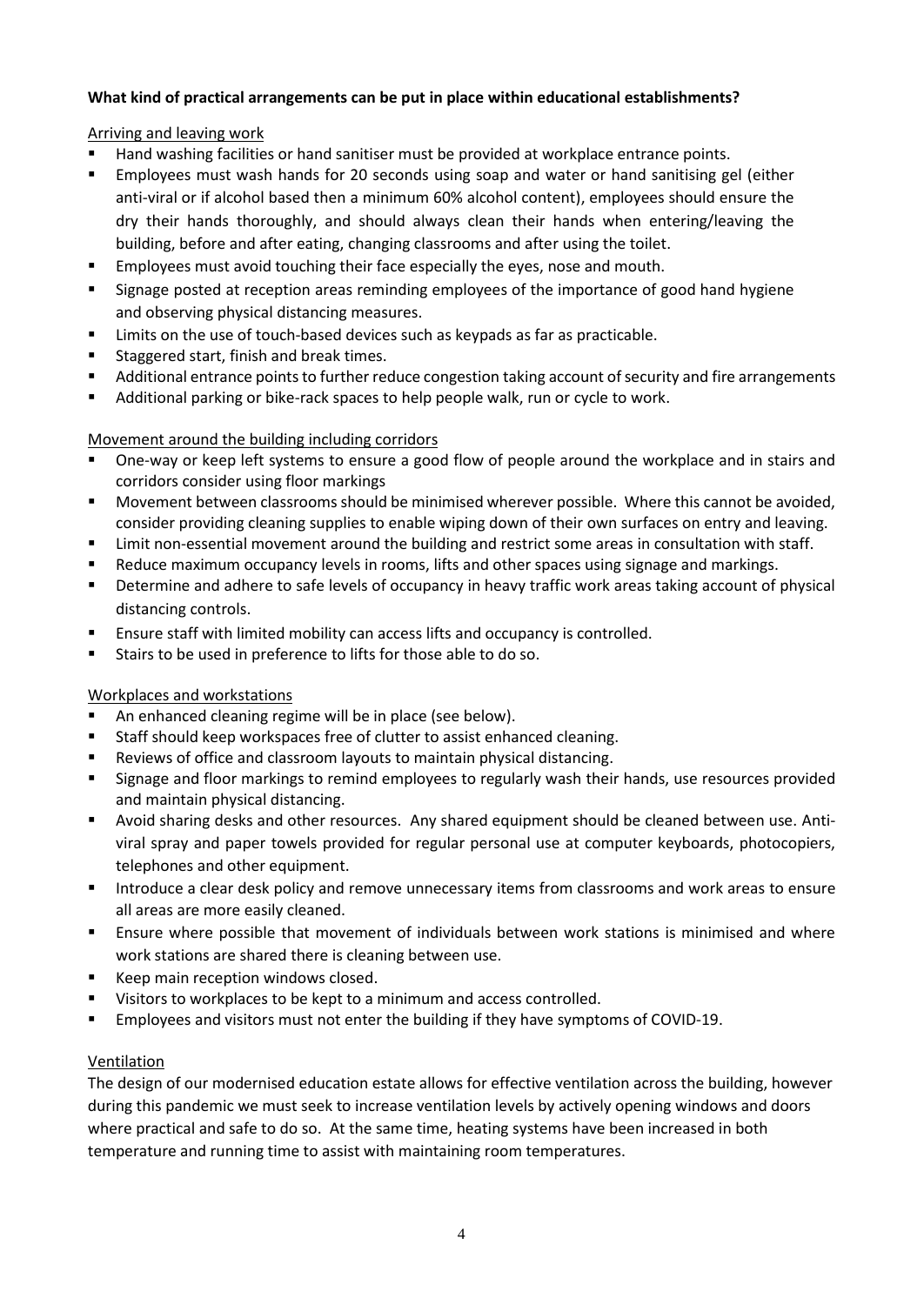**What kind of practical arrangements can be put in place within educational establishments?**

Arriving and leaving work

- Hand washing facilities or hand sanitiser must be provided at workplace entrance points.
- Employees must wash hands for 20 seconds using soap and water or hand sanitising gel (either anti-viral or if alcohol based then a minimum 60% alcohol content), employees should ensure the dry their hands thoroughly, and should always clean their hands when entering/leaving the building, before and after eating, changing classrooms and after using the toilet.
- Employees must avoid touching their face especially the eyes, nose and mouth.
- Signage posted at reception areas reminding employees of the importance of good hand hygiene and observing physical distancing measures.
- Limits on the use of touch-based devices such as keypads as far as practicable.
- Staggered start, finish and break times.
- Additional entrance points to further reduce congestion taking account of security and fire arrangements
- Additional parking or bike-rack spaces to help people walk, run or cycle to work.

Movement around the building including corridors

- One-way or keep left systems to ensure a good flow of people around the workplace and in stairs and corridors consider using floor markings
- Movement between classrooms should be minimised wherever possible. Where this cannot be avoided, consider providing cleaning supplies to enable wiping down of their own surfaces on entry and leaving.
- Limit non-essential movement around the building and restrict some areas in consultation with staff.
- Reduce maximum occupancy levels in rooms, lifts and other spaces using signage and markings.
- Determine and adhere to safe levels of occupancy in heavy traffic work areas taking account of physical distancing controls.
- Ensure staff with limited mobility can access lifts and occupancy is controlled.
- Stairs to be used in preference to lifts for those able to do so.

Workplaces and workstations

- An enhanced cleaning regime will be in place (see below).
- Staff should keep workspaces free of clutter to assist enhanced cleaning.
- Reviews of office and classroom layouts to maintain physical distancing.
- Signage and floor markings to remind employees to regularly wash their hands, use resources provided and maintain physical distancing.
- Avoid sharing desks and other resources. Any shared equipment should be cleaned between use. Anti-viral spray and paper towels provided for regular personal use at computer keyboards, photocopiers, telephones and other equipment.
- Introduce a clear desk policy and remove unnecessary items from classrooms and work areas to ensure all areas are more easily cleaned.
- Ensure where possible that movement of individuals between work stations is minimised and where work stations are shared there is cleaning between use.
- Keep main reception windows closed.
- Visitors to workplaces to be kept to a minimum and access controlled.
- Employees and visitors must not enter the building if they have symptoms of COVID-19.

Ventilation

The design of our modernised education estate allows for effective ventilation across the building, however during this pandemic we must seek to increase ventilation levels by actively opening windows and doors where practical and safe to do so. At the same time, heating systems have been increased in both temperature and running time to assist with maintaining room temperatures.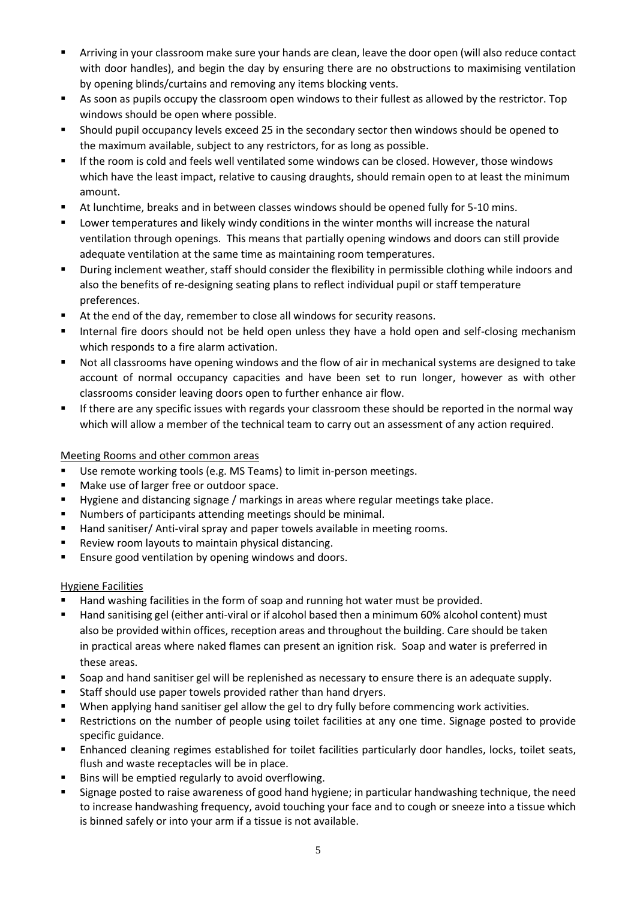- Arriving in your classroom make sure your hands are clean, leave the door open (will also reduce contact with door handles), and begin the day by ensuring there are no obstructions to maximising ventilation by opening blinds/curtains and removing any items blocking vents.
- As soon as pupils occupy the classroom open windows to their fullest as allowed by the restrictor. Top windows should be open where possible.
- Should pupil occupancy levels exceed 25 in the secondary sector then windows should be opened to the maximum available, subject to any restrictors, for as long as possible.
- If the room is cold and feels well ventilated some windows can be closed. However, those windows which have the least impact, relative to causing draughts, should remain open to at least the minimum amount.
- At lunchtime, breaks and in between classes windows should be opened fully for 5-10 mins.
- Lower temperatures and likely windy conditions in the winter months will increase the natural ventilation through openings. This means that partially opening windows and doors can still provide adequate ventilation at the same time as maintaining room temperatures.
- During inclement weather, staff should consider the flexibility in permissible clothing while indoors and also the benefits of re-designing seating plans to reflect individual pupil or staff temperature preferences.
- At the end of the day, remember to close all windows for security reasons.
- Internal fire doors should not be held open unless they have a hold open and self-closing mechanism which responds to a fire alarm activation.
- Not all classrooms have opening windows and the flow of air in mechanical systems are designed to take account of normal occupancy capacities and have been set to run longer, however as with other classrooms consider leaving doors open to further enhance air flow.
- If there are any specific issues with regards your classroom these should be reported in the normal way which will allow a member of the technical team to carry out an assessment of any action required.

<u>Meeting Rooms and other common areas</u>

- Use remote working tools (e.g. MS Teams) to limit in-person meetings.
- Make use of larger free or outdoor space.
- Hygiene and distancing signage / markings in areas where regular meetings take place.
- Numbers of participants attending meetings should be minimal.
- Hand sanitiser/ Anti-viral spray and paper towels available in meeting rooms.
- Review room layouts to maintain physical distancing.
- Ensure good ventilation by opening windows and doors.

<u>Hygiene Facilities</u>

- Hand washing facilities in the form of soap and running hot water must be provided.
- Hand sanitising gel (either anti-viral or if alcohol based then a minimum 60% alcohol content) must also be provided within offices, reception areas and throughout the building. Care should be taken in practical areas where naked flames can present an ignition risk. Soap and water is preferred in these areas.
- Soap and hand sanitiser gel will be replenished as necessary to ensure there is an adequate supply.
- Staff should use paper towels provided rather than hand dryers.
- When applying hand sanitiser gel allow the gel to dry fully before commencing work activities.
- Restrictions on the number of people using toilet facilities at any one time. Signage posted to provide specific guidance.
- Enhanced cleaning regimes established for toilet facilities particularly door handles, locks, toilet seats, flush and waste receptacles will be in place.
- Bins will be emptied regularly to avoid overflowing.
- Signage posted to raise awareness of good hand hygiene; in particular handwashing technique, the need to increase handwashing frequency, avoid touching your face and to cough or sneeze into a tissue which is binned safely or into your arm if a tissue is not available.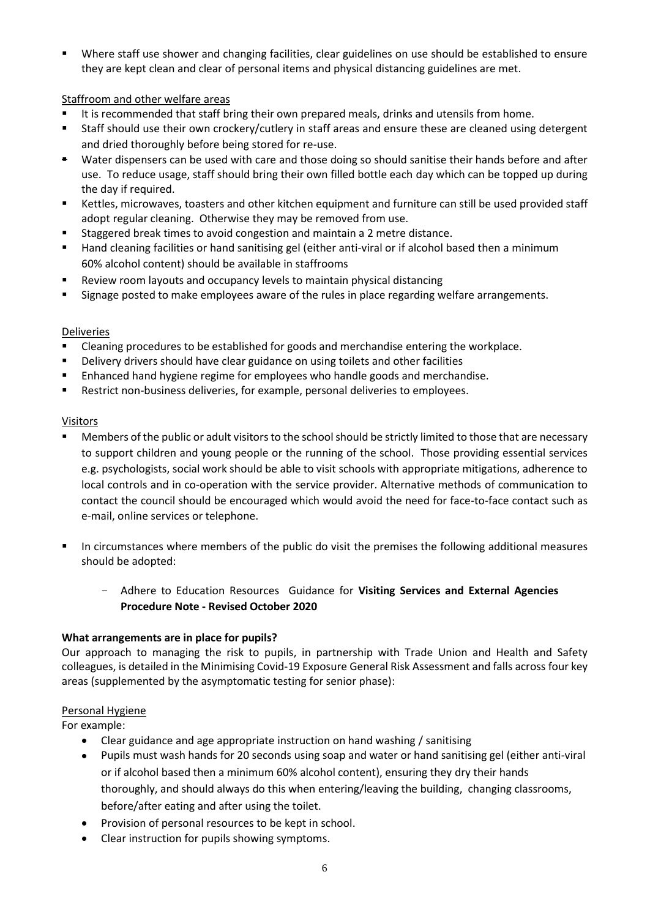- Where staff use shower and changing facilities, clear guidelines on use should be established to ensure they are kept clean and clear of personal items and physical distancing guidelines are met.

<u>Staffroom and other welfare areas</u>

- It is recommended that staff bring their own prepared meals, drinks and utensils from home.
- Staff should use their own crockery/cutlery in staff areas and ensure these are cleaned using detergent and dried thoroughly before being stored for re-use.
- Water dispensers can be used with care and those doing so should sanitise their hands before and after use. To reduce usage, staff should bring their own filled bottle each day which can be topped up during the day if required.
- Kettles, microwaves, toasters and other kitchen equipment and furniture can still be used provided staff adopt regular cleaning. Otherwise they may be removed from use.
- Staggered break times to avoid congestion and maintain a 2 metre distance.
- Hand cleaning facilities or hand sanitising gel (either anti-viral or if alcohol based then a minimum 60% alcohol content) should be available in staffrooms
- Review room layouts and occupancy levels to maintain physical distancing
- Signage posted to make employees aware of the rules in place regarding welfare arrangements.

<u>Deliveries</u>

- Cleaning procedures to be established for goods and merchandise entering the workplace.
- Delivery drivers should have clear guidance on using toilets and other facilities
- Enhanced hand hygiene regime for employees who handle goods and merchandise.
- Restrict non-business deliveries, for example, personal deliveries to employees.

<u>Visitors</u>

- Members of the public or adult visitors to the school should be strictly limited to those that are necessary to support children and young people or the running of the school. Those providing essential services e.g. psychologists, social work should be able to visit schools with appropriate mitigations, adherence to local controls and in co-operation with the service provider. Alternative methods of communication to contact the council should be encouraged which would avoid the need for face-to-face contact such as e-mail, online services or telephone.

- In circumstances where members of the public do visit the premises the following additional measures should be adopted:

  - Adhere to Education Resources Guidance for **Visiting Services and External Agencies Procedure Note - Revised October 2020**

**What arrangements are in place for pupils?**

Our approach to managing the risk to pupils, in partnership with Trade Union and Health and Safety colleagues, is detailed in the Minimising Covid-19 Exposure General Risk Assessment and falls across four key areas (supplemented by the asymptomatic testing for senior phase):

<u>Personal Hygiene</u>

For example:

- Clear guidance and age appropriate instruction on hand washing / sanitising
- Pupils must wash hands for 20 seconds using soap and water or hand sanitising gel (either anti-viral or if alcohol based then a minimum 60% alcohol content), ensuring they dry their hands thoroughly, and should always do this when entering/leaving the building, changing classrooms, before/after eating and after using the toilet.
- Provision of personal resources to be kept in school.
- Clear instruction for pupils showing symptoms.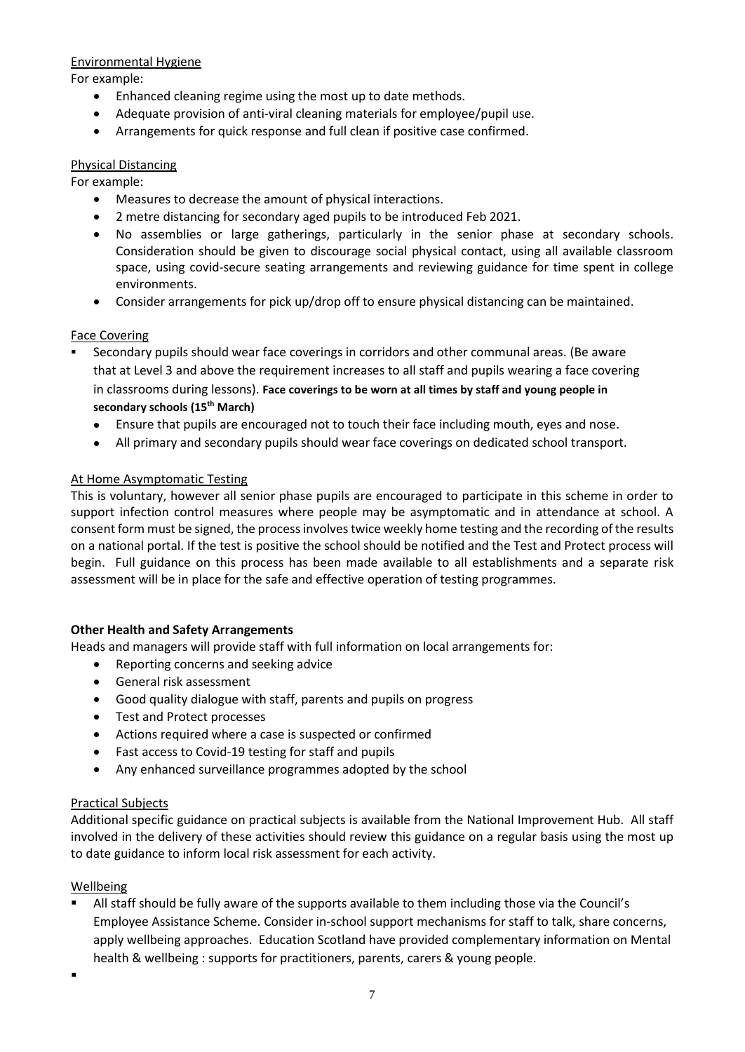Environmental Hygiene

For example:

- Enhanced cleaning regime using the most up to date methods.
- Adequate provision of anti-viral cleaning materials for employee/pupil use.
- Arrangements for quick response and full clean if positive case confirmed.

Physical Distancing

For example:

- Measures to decrease the amount of physical interactions.
- 2 metre distancing for secondary aged pupils to be introduced Feb 2021.
- No assemblies or large gatherings, particularly in the senior phase at secondary schools. Consideration should be given to discourage social physical contact, using all available classroom space, using covid-secure seating arrangements and reviewing guidance for time spent in college environments.
- Consider arrangements for pick up/drop off to ensure physical distancing can be maintained.

Face Covering

- Secondary pupils should wear face coverings in corridors and other communal areas. (Be aware that at Level 3 and above the requirement increases to all staff and pupils wearing a face covering in classrooms during lessons). **Face coverings to be worn at all times by staff and young people in secondary schools (15th March)**
  - Ensure that pupils are encouraged not to touch their face including mouth, eyes and nose.
  - All primary and secondary pupils should wear face coverings on dedicated school transport.

At Home Asymptomatic Testing

This is voluntary, however all senior phase pupils are encouraged to participate in this scheme in order to support infection control measures where people may be asymptomatic and in attendance at school. A consent form must be signed, the process involves twice weekly home testing and the recording of the results on a national portal. If the test is positive the school should be notified and the Test and Protect process will begin. Full guidance on this process has been made available to all establishments and a separate risk assessment will be in place for the safe and effective operation of testing programmes.

**Other Health and Safety Arrangements**

Heads and managers will provide staff with full information on local arrangements for:

- Reporting concerns and seeking advice
- General risk assessment
- Good quality dialogue with staff, parents and pupils on progress
- Test and Protect processes
- Actions required where a case is suspected or confirmed
- Fast access to Covid-19 testing for staff and pupils
- Any enhanced surveillance programmes adopted by the school

Practical Subjects

Additional specific guidance on practical subjects is available from the National Improvement Hub. All staff involved in the delivery of these activities should review this guidance on a regular basis using the most up to date guidance to inform local risk assessment for each activity.

Wellbeing

- All staff should be fully aware of the supports available to them including those via the Council's Employee Assistance Scheme. Consider in-school support mechanisms for staff to talk, share concerns, apply wellbeing approaches. Education Scotland have provided complementary information on Mental health & wellbeing : supports for practitioners, parents, carers & young people.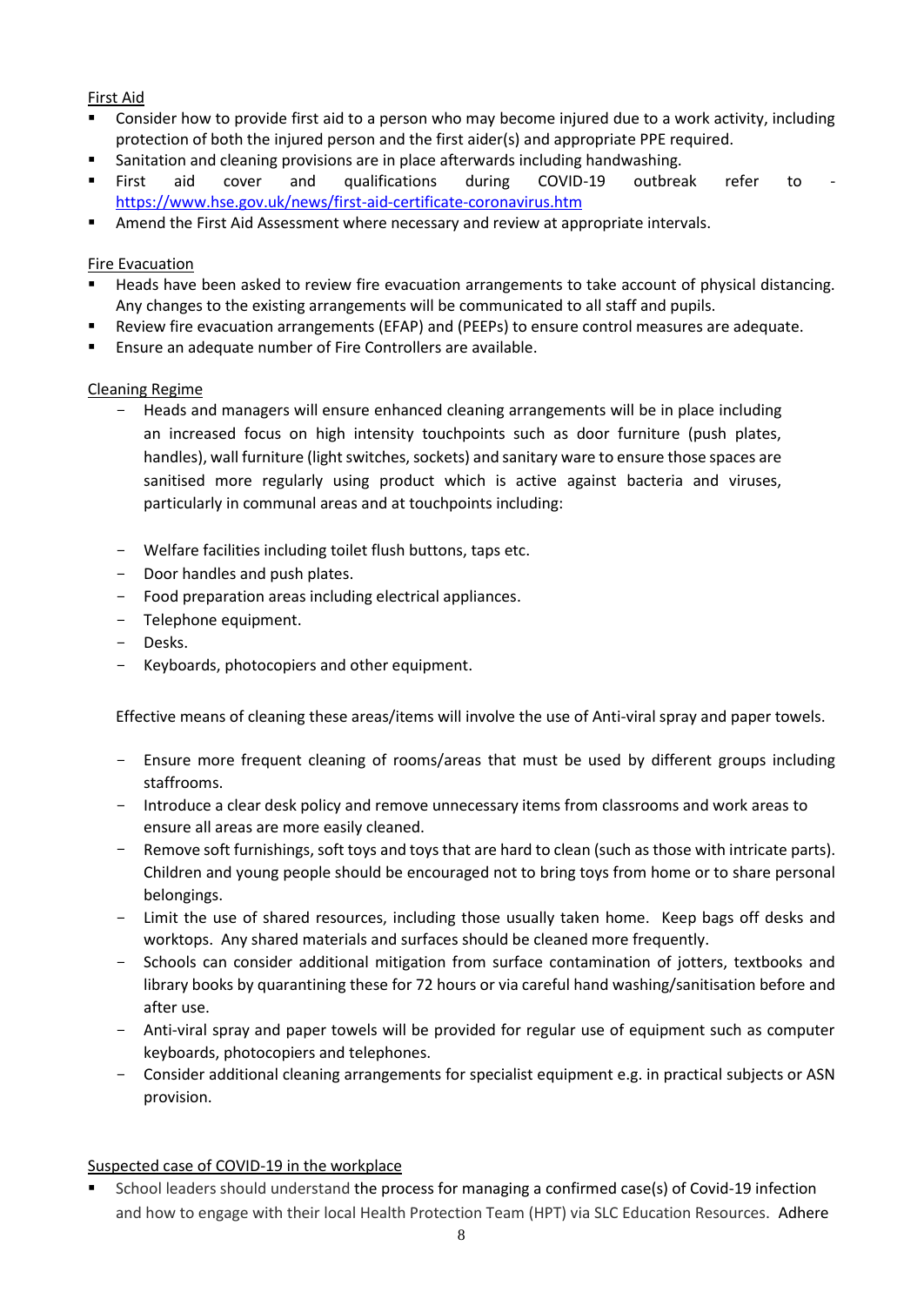First Aid

- Consider how to provide first aid to a person who may become injured due to a work activity, including protection of both the injured person and the first aider(s) and appropriate PPE required.
- Sanitation and cleaning provisions are in place afterwards including handwashing.
- First aid cover and qualifications during COVID-19 outbreak refer to - https://www.hse.gov.uk/news/first-aid-certificate-coronavirus.htm
- Amend the First Aid Assessment where necessary and review at appropriate intervals.

Fire Evacuation

- Heads have been asked to review fire evacuation arrangements to take account of physical distancing. Any changes to the existing arrangements will be communicated to all staff and pupils.
- Review fire evacuation arrangements (EFAP) and (PEEPs) to ensure control measures are adequate.
- Ensure an adequate number of Fire Controllers are available.

Cleaning Regime

- Heads and managers will ensure enhanced cleaning arrangements will be in place including an increased focus on high intensity touchpoints such as door furniture (push plates, handles), wall furniture (light switches, sockets) and sanitary ware to ensure those spaces are sanitised more regularly using product which is active against bacteria and viruses, particularly in communal areas and at touchpoints including:

- Welfare facilities including toilet flush buttons, taps etc.
- Door handles and push plates.
- Food preparation areas including electrical appliances.
- Telephone equipment.
- Desks.
- Keyboards, photocopiers and other equipment.

Effective means of cleaning these areas/items will involve the use of Anti-viral spray and paper towels.

- Ensure more frequent cleaning of rooms/areas that must be used by different groups including staffrooms.
- Introduce a clear desk policy and remove unnecessary items from classrooms and work areas to ensure all areas are more easily cleaned.
- Remove soft furnishings, soft toys and toys that are hard to clean (such as those with intricate parts). Children and young people should be encouraged not to bring toys from home or to share personal belongings.
- Limit the use of shared resources, including those usually taken home. Keep bags off desks and worktops. Any shared materials and surfaces should be cleaned more frequently.
- Schools can consider additional mitigation from surface contamination of jotters, textbooks and library books by quarantining these for 72 hours or via careful hand washing/sanitisation before and after use.
- Anti-viral spray and paper towels will be provided for regular use of equipment such as computer keyboards, photocopiers and telephones.
- Consider additional cleaning arrangements for specialist equipment e.g. in practical subjects or ASN provision.

Suspected case of COVID-19 in the workplace

- School leaders should understand the process for managing a confirmed case(s) of Covid-19 infection and how to engage with their local Health Protection Team (HPT) via SLC Education Resources. Adhere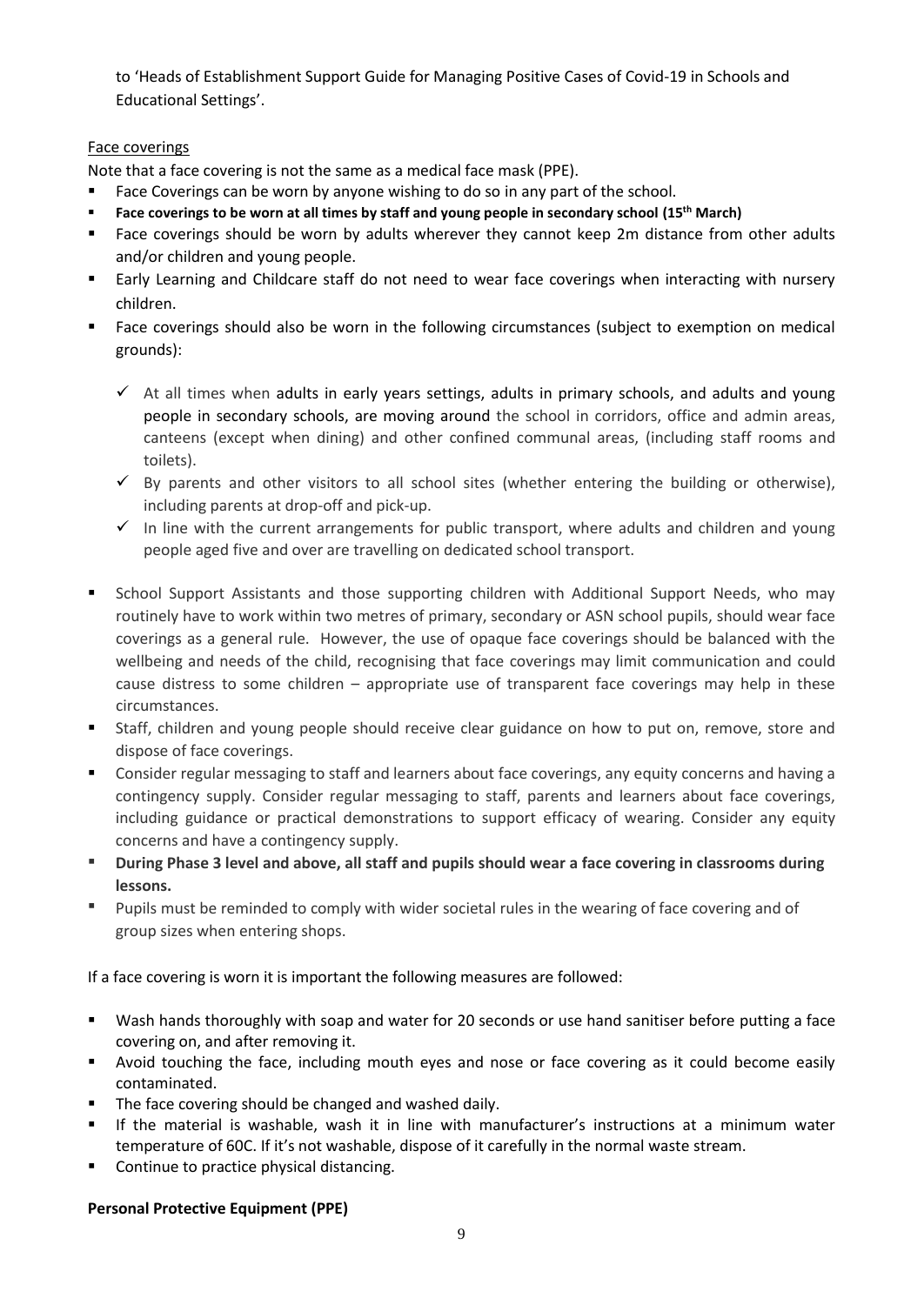to 'Heads of Establishment Support Guide for Managing Positive Cases of Covid-19 in Schools and Educational Settings'.

Face coverings

Note that a face covering is not the same as a medical face mask (PPE).

- Face Coverings can be worn by anyone wishing to do so in any part of the school.
- **Face coverings to be worn at all times by staff and young people in secondary school (15th March)**
- Face coverings should be worn by adults wherever they cannot keep 2m distance from other adults and/or children and young people.
- Early Learning and Childcare staff do not need to wear face coverings when interacting with nursery children.
- Face coverings should also be worn in the following circumstances (subject to exemption on medical grounds):
  - ✓ At all times when adults in early years settings, adults in primary schools, and adults and young people in secondary schools, are moving around the school in corridors, office and admin areas, canteens (except when dining) and other confined communal areas, (including staff rooms and toilets).
  - ✓ By parents and other visitors to all school sites (whether entering the building or otherwise), including parents at drop-off and pick-up.
  - ✓ In line with the current arrangements for public transport, where adults and children and young people aged five and over are travelling on dedicated school transport.
- School Support Assistants and those supporting children with Additional Support Needs, who may routinely have to work within two metres of primary, secondary or ASN school pupils, should wear face coverings as a general rule. However, the use of opaque face coverings should be balanced with the wellbeing and needs of the child, recognising that face coverings may limit communication and could cause distress to some children – appropriate use of transparent face coverings may help in these circumstances.
- Staff, children and young people should receive clear guidance on how to put on, remove, store and dispose of face coverings.
- Consider regular messaging to staff and learners about face coverings, any equity concerns and having a contingency supply. Consider regular messaging to staff, parents and learners about face coverings, including guidance or practical demonstrations to support efficacy of wearing. Consider any equity concerns and have a contingency supply.
- **During Phase 3 level and above, all staff and pupils should wear a face covering in classrooms during lessons.**
- Pupils must be reminded to comply with wider societal rules in the wearing of face covering and of group sizes when entering shops.

If a face covering is worn it is important the following measures are followed:

- Wash hands thoroughly with soap and water for 20 seconds or use hand sanitiser before putting a face covering on, and after removing it.
- Avoid touching the face, including mouth eyes and nose or face covering as it could become easily contaminated.
- The face covering should be changed and washed daily.
- If the material is washable, wash it in line with manufacturer's instructions at a minimum water temperature of 60C. If it's not washable, dispose of it carefully in the normal waste stream.
- Continue to practice physical distancing.

**Personal Protective Equipment (PPE)**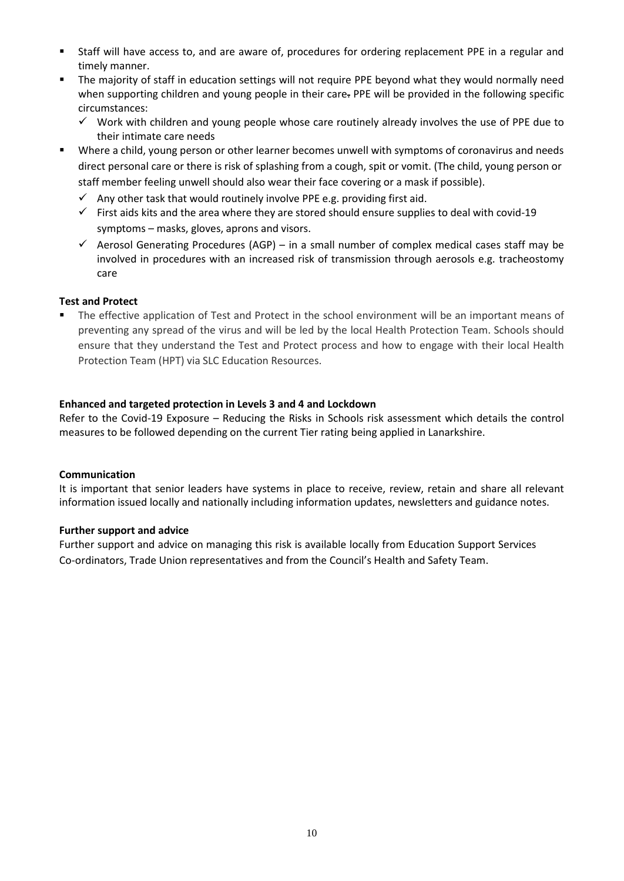- Staff will have access to, and are aware of, procedures for ordering replacement PPE in a regular and timely manner.
- The majority of staff in education settings will not require PPE beyond what they would normally need when supporting children and young people in their care. PPE will be provided in the following specific circumstances:
  - ✓ Work with children and young people whose care routinely already involves the use of PPE due to their intimate care needs
- Where a child, young person or other learner becomes unwell with symptoms of coronavirus and needs direct personal care or there is risk of splashing from a cough, spit or vomit. (The child, young person or staff member feeling unwell should also wear their face covering or a mask if possible).
  - ✓ Any other task that would routinely involve PPE e.g. providing first aid.
  - ✓ First aids kits and the area where they are stored should ensure supplies to deal with covid-19 symptoms – masks, gloves, aprons and visors.
  - ✓ Aerosol Generating Procedures (AGP) – in a small number of complex medical cases staff may be involved in procedures with an increased risk of transmission through aerosols e.g. tracheostomy care

**Test and Protect**

- The effective application of Test and Protect in the school environment will be an important means of preventing any spread of the virus and will be led by the local Health Protection Team. Schools should ensure that they understand the Test and Protect process and how to engage with their local Health Protection Team (HPT) via SLC Education Resources.

**Enhanced and targeted protection in Levels 3 and 4 and Lockdown**

Refer to the Covid-19 Exposure – Reducing the Risks in Schools risk assessment which details the control measures to be followed depending on the current Tier rating being applied in Lanarkshire.

**Communication**

It is important that senior leaders have systems in place to receive, review, retain and share all relevant information issued locally and nationally including information updates, newsletters and guidance notes.

**Further support and advice**

Further support and advice on managing this risk is available locally from Education Support Services Co-ordinators, Trade Union representatives and from the Council's Health and Safety Team.